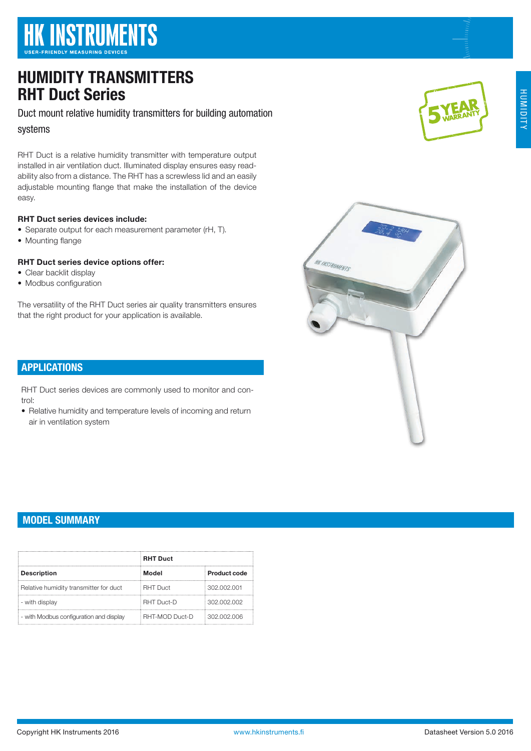# HUMIDITY TRANSMITTERS
# RHT Duct Series

Duct mount relative humidity transmitters for building automation systems

RHT Duct is a relative humidity transmitter with temperature output installed in air ventilation duct. Illuminated display ensures easy readability also from a distance. The RHT has a screwless lid and an easily adjustable mounting flange that make the installation of the device easy.

**RHT Duct series devices include:**

- Separate output for each measurement parameter (rH, T).
- Mounting flange

**RHT Duct series device options offer:**

- Clear backlit display
- Modbus configuration

The versatility of the RHT Duct series air quality transmitters ensures that the right product for your application is available.

## APPLICATIONS

RHT Duct series devices are commonly used to monitor and control:

- Relative humidity and temperature levels of incoming and return air in ventilation system

## MODEL SUMMARY

| | RHT Duct | |
|---|---|---|
| **Description** | **Model** | **Product code** |
| Relative humidity transmitter for duct | RHT Duct | 302.002.001 |
| - with display | RHT Duct-D | 302.002.002 |
| - with Modbus configuration and display | RHT-MOD Duct-D | 302.002.006 |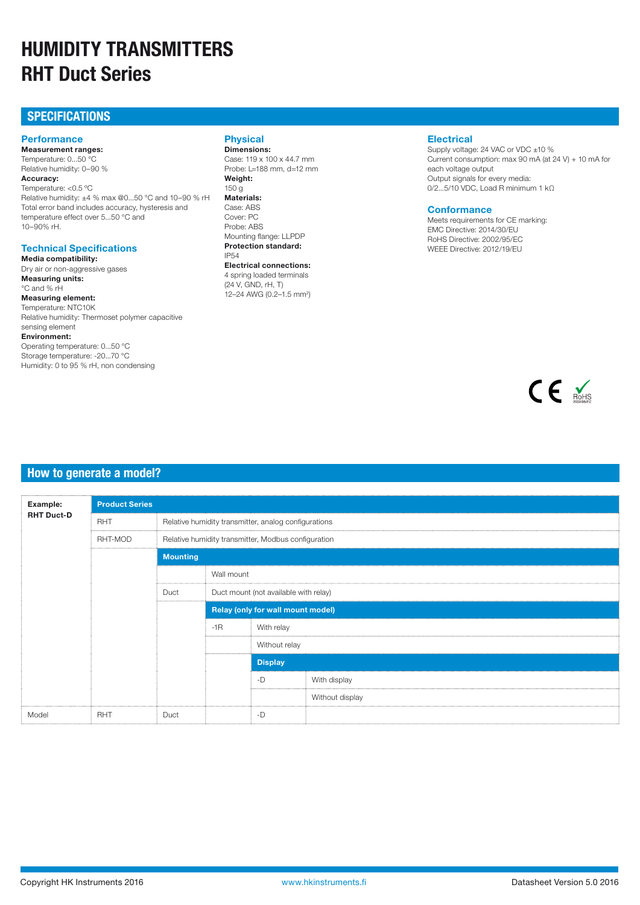# HUMIDITY TRANSMITTERS
# RHT Duct Series

## SPECIFICATIONS

### Performance

**Measurement ranges:**
Temperature: 0...50 °C
Relative humidity: 0–90 %

**Accuracy:**
Temperature: <0.5 °C
Relative humidity: ±4 % max @0...50 °C and 10–90 % rH
Total error band includes accuracy, hysteresis and temperature effect over 5...50 °C and 10–90% rH.

### Technical Specifications

**Media compatibility:**
Dry air or non-aggressive gases

**Measuring units:**
°C and % rH

**Measuring element:**
Temperature: NTC10K
Relative humidity: Thermoset polymer capacitive sensing element

**Environment:**
Operating temperature: 0...50 °C
Storage temperature: -20...70 °C
Humidity: 0 to 95 % rH, non condensing

### Physical

**Dimensions:**
Case: 119 x 100 x 44.7 mm
Probe: L=188 mm, d=12 mm

**Weight:**
150 g

**Materials:**
Case: ABS
Cover: PC
Probe: ABS
Mounting flange: LLPDP

**Protection standard:**
IP54

**Electrical connections:**
4 spring loaded terminals
(24 V, GND, rH, T)
12–24 AWG (0.2–1.5 mm²)

### Electrical

Supply voltage: 24 VAC or VDC ±10 %
Current consumption: max 90 mA (at 24 V) + 10 mA for each voltage output
Output signals for every media:
0/2...5/10 VDC, Load R minimum 1 kΩ

### Conformance

Meets requirements for CE marking:
EMC Directive: 2014/30/EU
RoHS Directive: 2002/95/EC
WEEE Directive: 2012/19/EU

## How to generate a model?

| | | | | | |
|---|---|---|---|---|---|
| **Example:** **RHT Duct-D** | **Product Series** | | | | |
| | RHT | Relative humidity transmitter, analog configurations | | | |
| | RHT-MOD | Relative humidity transmitter, Modbus configuration | | | |
| | | **Mounting** | | | |
| | | | Wall mount | | |
| | | Duct | Duct mount (not available with relay) | | |
| | | | **Relay (only for wall mount model)** | | |
| | | | -1R | With relay | |
| | | | | Without relay | |
| | | | | **Display** | |
| | | | | -D | With display |
| | | | | | Without display |
| Model | RHT | Duct | | -D | |